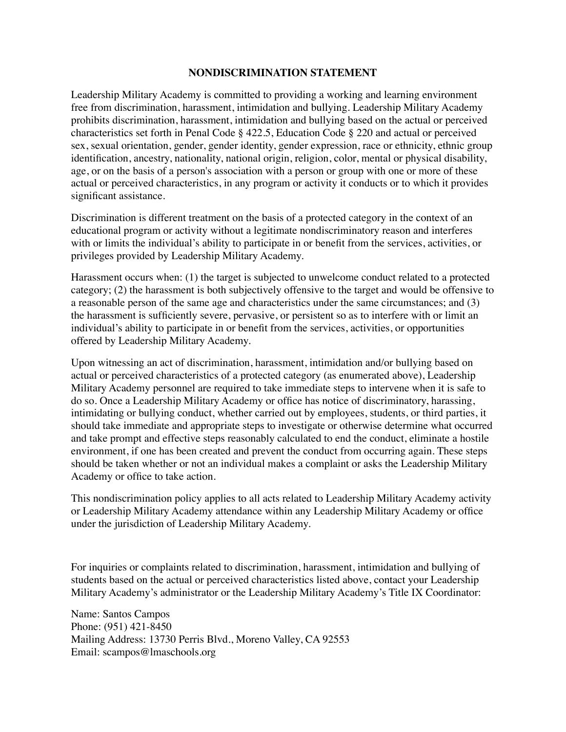# NONDISCRIMINATION STATEMENT

Leadership Military Academy is committed to providing a working and learning environment free from discrimination, harassment, intimidation and bullying. Leadership Military Academy prohibits discrimination, harassment, intimidation and bullying based on the actual or perceived characteristics set forth in Penal Code § 422.5, Education Code § 220 and actual or perceived sex, sexual orientation, gender, gender identity, gender expression, race or ethnicity, ethnic group identification, ancestry, nationality, national origin, religion, color, mental or physical disability, age, or on the basis of a person's association with a person or group with one or more of these actual or perceived characteristics, in any program or activity it conducts or to which it provides significant assistance.

Discrimination is different treatment on the basis of a protected category in the context of an educational program or activity without a legitimate nondiscriminatory reason and interferes with or limits the individual's ability to participate in or benefit from the services, activities, or privileges provided by Leadership Military Academy.

Harassment occurs when: (1) the target is subjected to unwelcome conduct related to a protected category; (2) the harassment is both subjectively offensive to the target and would be offensive to a reasonable person of the same age and characteristics under the same circumstances; and (3) the harassment is sufficiently severe, pervasive, or persistent so as to interfere with or limit an individual's ability to participate in or benefit from the services, activities, or opportunities offered by Leadership Military Academy.

Upon witnessing an act of discrimination, harassment, intimidation and/or bullying based on actual or perceived characteristics of a protected category (as enumerated above), Leadership Military Academy personnel are required to take immediate steps to intervene when it is safe to do so. Once a Leadership Military Academy or office has notice of discriminatory, harassing, intimidating or bullying conduct, whether carried out by employees, students, or third parties, it should take immediate and appropriate steps to investigate or otherwise determine what occurred and take prompt and effective steps reasonably calculated to end the conduct, eliminate a hostile environment, if one has been created and prevent the conduct from occurring again. These steps should be taken whether or not an individual makes a complaint or asks the Leadership Military Academy or office to take action.

This nondiscrimination policy applies to all acts related to Leadership Military Academy activity or Leadership Military Academy attendance within any Leadership Military Academy or office under the jurisdiction of Leadership Military Academy.

For inquiries or complaints related to discrimination, harassment, intimidation and bullying of students based on the actual or perceived characteristics listed above, contact your Leadership Military Academy's administrator or the Leadership Military Academy's Title IX Coordinator:

Name: Santos Campos
Phone: (951) 421-8450
Mailing Address: 13730 Perris Blvd., Moreno Valley, CA 92553
Email: scampos@lmaschools.org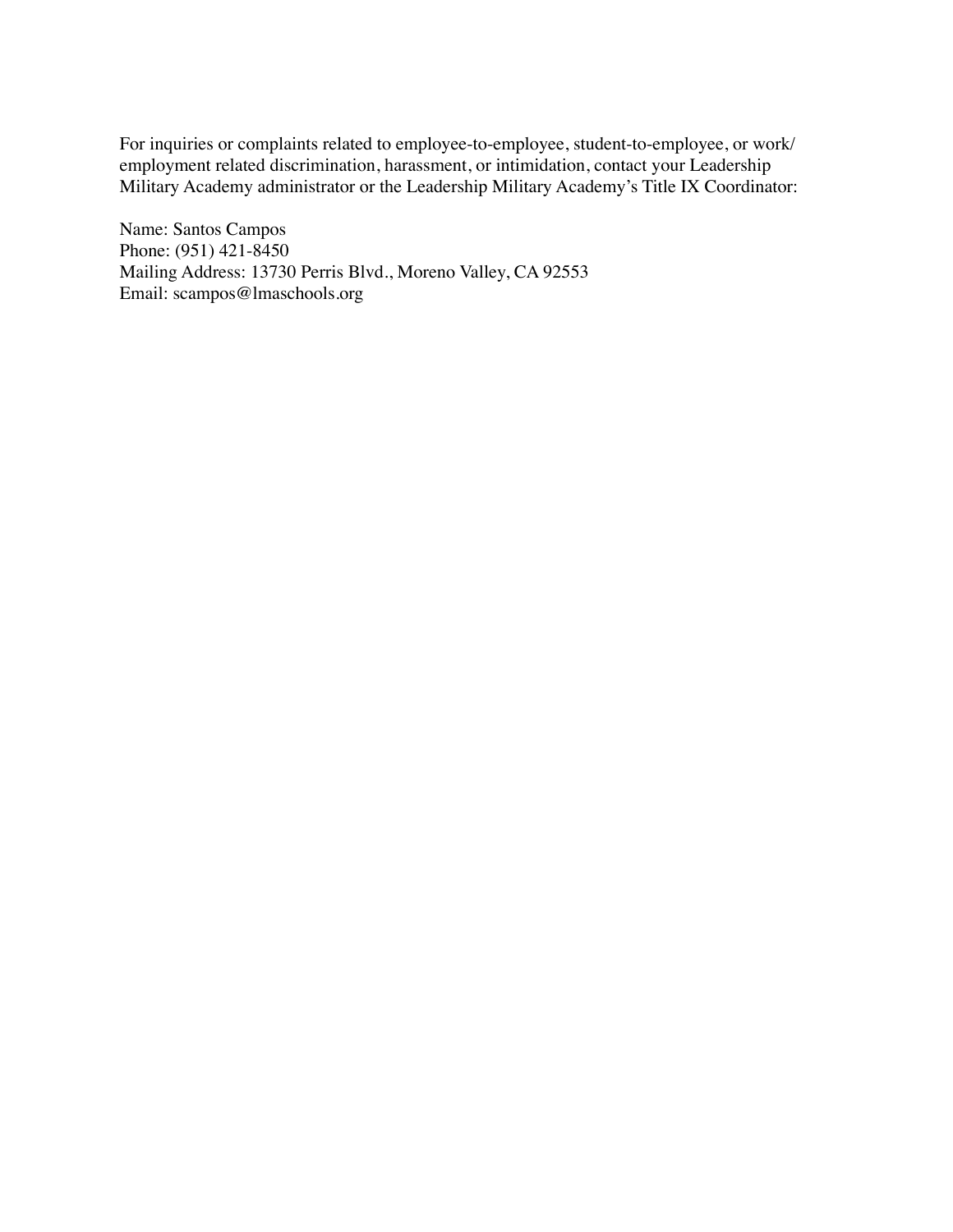For inquiries or complaints related to employee-to-employee, student-to-employee, or work/employment related discrimination, harassment, or intimidation, contact your Leadership Military Academy administrator or the Leadership Military Academy's Title IX Coordinator:

Name: Santos Campos
Phone: (951) 421-8450
Mailing Address: 13730 Perris Blvd., Moreno Valley, CA 92553
Email: scampos@lmaschools.org